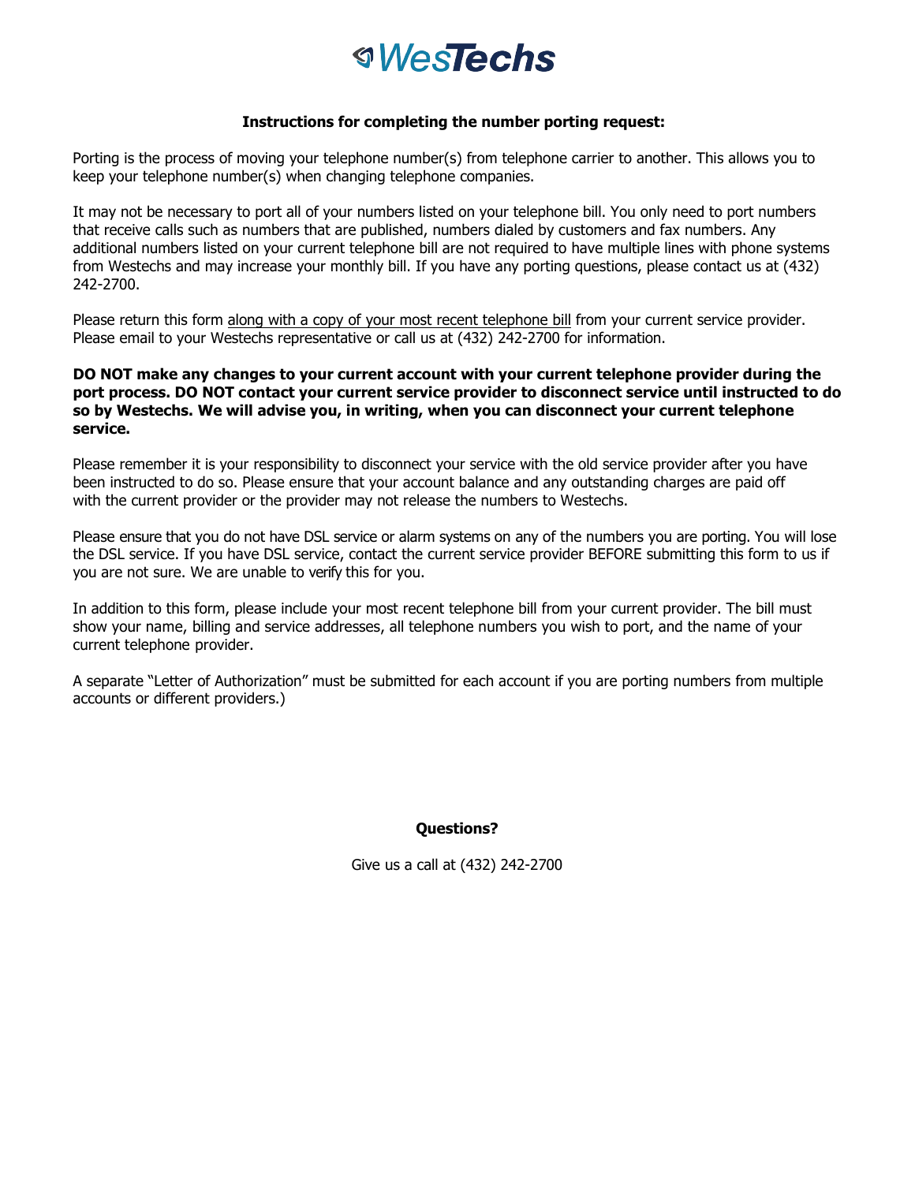# WesTechs

### Instructions for completing the number porting request:

Porting is the process of moving your telephone number(s) from telephone carrier to another. This allows you to keep your telephone number(s) when changing telephone companies.

It may not be necessary to port all of your numbers listed on your telephone bill. You only need to port numbers that receive calls such as numbers that are published, numbers dialed by customers and fax numbers. Any additional numbers listed on your current telephone bill are not required to have multiple lines with phone systems from Westechs and may increase your monthly bill. If you have any porting questions, please contact us at (432) 242-2700.

Please return this form along with a copy of your most recent telephone bill from your current service provider. Please email to your Westechs representative or call us at (432) 242-2700 for information.

**DO NOT make any changes to your current account with your current telephone provider during the port process. DO NOT contact your current service provider to disconnect service until instructed to do so by Westechs. We will advise you, in writing, when you can disconnect your current telephone service.**

Please remember it is your responsibility to disconnect your service with the old service provider after you have been instructed to do so. Please ensure that your account balance and any outstanding charges are paid off with the current provider or the provider may not release the numbers to Westechs.

Please ensure that you do not have DSL service or alarm systems on any of the numbers you are porting. You will lose the DSL service. If you have DSL service, contact the current service provider BEFORE submitting this form to us if you are not sure. We are unable to verify this for you.

In addition to this form, please include your most recent telephone bill from your current provider. The bill must show your name, billing and service addresses, all telephone numbers you wish to port, and the name of your current telephone provider.

A separate "Letter of Authorization" must be submitted for each account if you are porting numbers from multiple accounts or different providers.)

**Questions?**

Give us a call at (432) 242-2700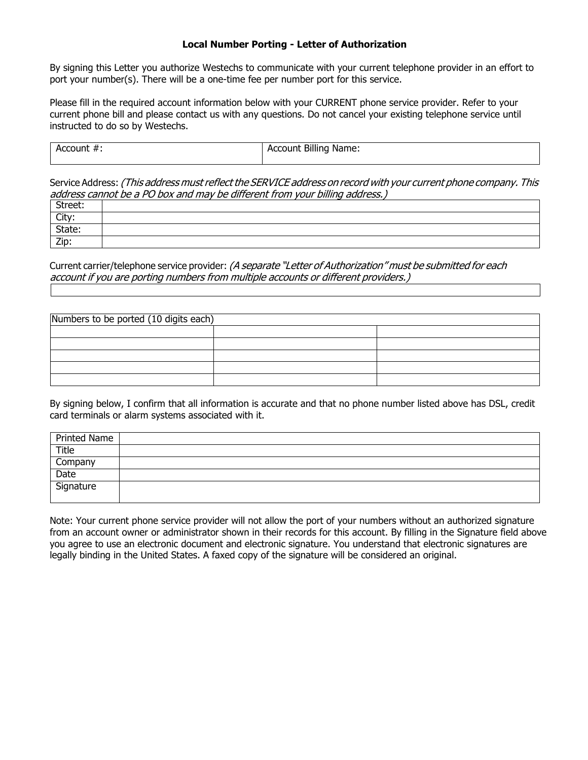## Local Number Porting - Letter of Authorization

By signing this Letter you authorize Westechs to communicate with your current telephone provider in an effort to port your number(s). There will be a one-time fee per number port for this service.

Please fill in the required account information below with your CURRENT phone service provider. Refer to your current phone bill and please contact us with any questions. Do not cancel your existing telephone service until instructed to do so by Westechs.

| Account #: | Account Billing Name: |
|---|---|

Service Address: *(This address must reflect the SERVICE address on record with your current phone company. This address cannot be a PO box and may be different from your billing address.)*

| | |
|---|---|
| Street: | |
| City: | |
| State: | |
| Zip: | |

Current carrier/telephone service provider: *(A separate "Letter of Authorization" must be submitted for each account if you are porting numbers from multiple accounts or different providers.)*

| |
|---|
| |

| Numbers to be ported (10 digits each) | | |
|---|---|---|
| | | |
| | | |
| | | |
| | | |
| | | |

By signing below, I confirm that all information is accurate and that no phone number listed above has DSL, credit card terminals or alarm systems associated with it.

| | |
|---|---|
| Printed Name | |
| Title | |
| Company | |
| Date | |
| Signature | |

Note: Your current phone service provider will not allow the port of your numbers without an authorized signature from an account owner or administrator shown in their records for this account. By filling in the Signature field above you agree to use an electronic document and electronic signature. You understand that electronic signatures are legally binding in the United States. A faxed copy of the signature will be considered an original.